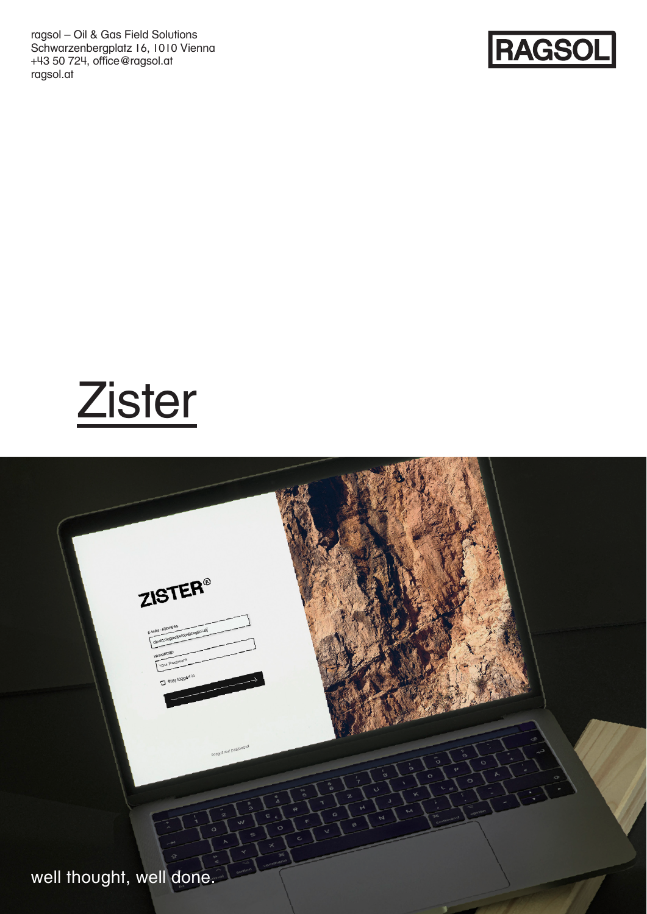ragsol – Oil & Gas Field Solutions
Schwarzenbergplatz 16, 1010 Vienna
+43 50 724, office@ragsol.at
ragsol.at

RAGSOL

# Zister

well thought, well done.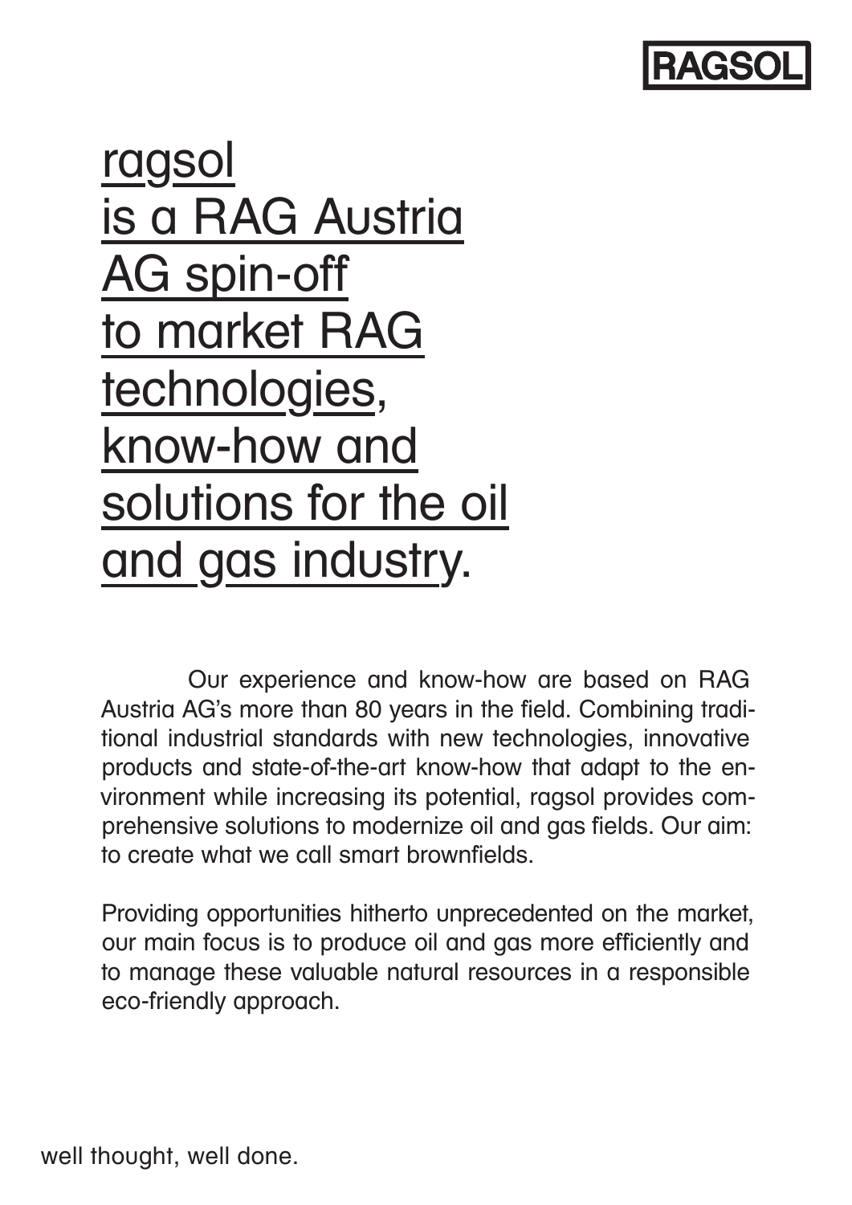RAGSOL

# ragsol is a RAG Austria AG spin-off to market RAG technologies, know-how and solutions for the oil and gas industry.

Our experience and know-how are based on RAG Austria AG's more than 80 years in the field. Combining traditional industrial standards with new technologies, innovative products and state-of-the-art know-how that adapt to the environment while increasing its potential, ragsol provides comprehensive solutions to modernize oil and gas fields. Our aim: to create what we call smart brownfields.

Providing opportunities hitherto unprecedented on the market, our main focus is to produce oil and gas more efficiently and to manage these valuable natural resources in a responsible eco-friendly approach.

well thought, well done.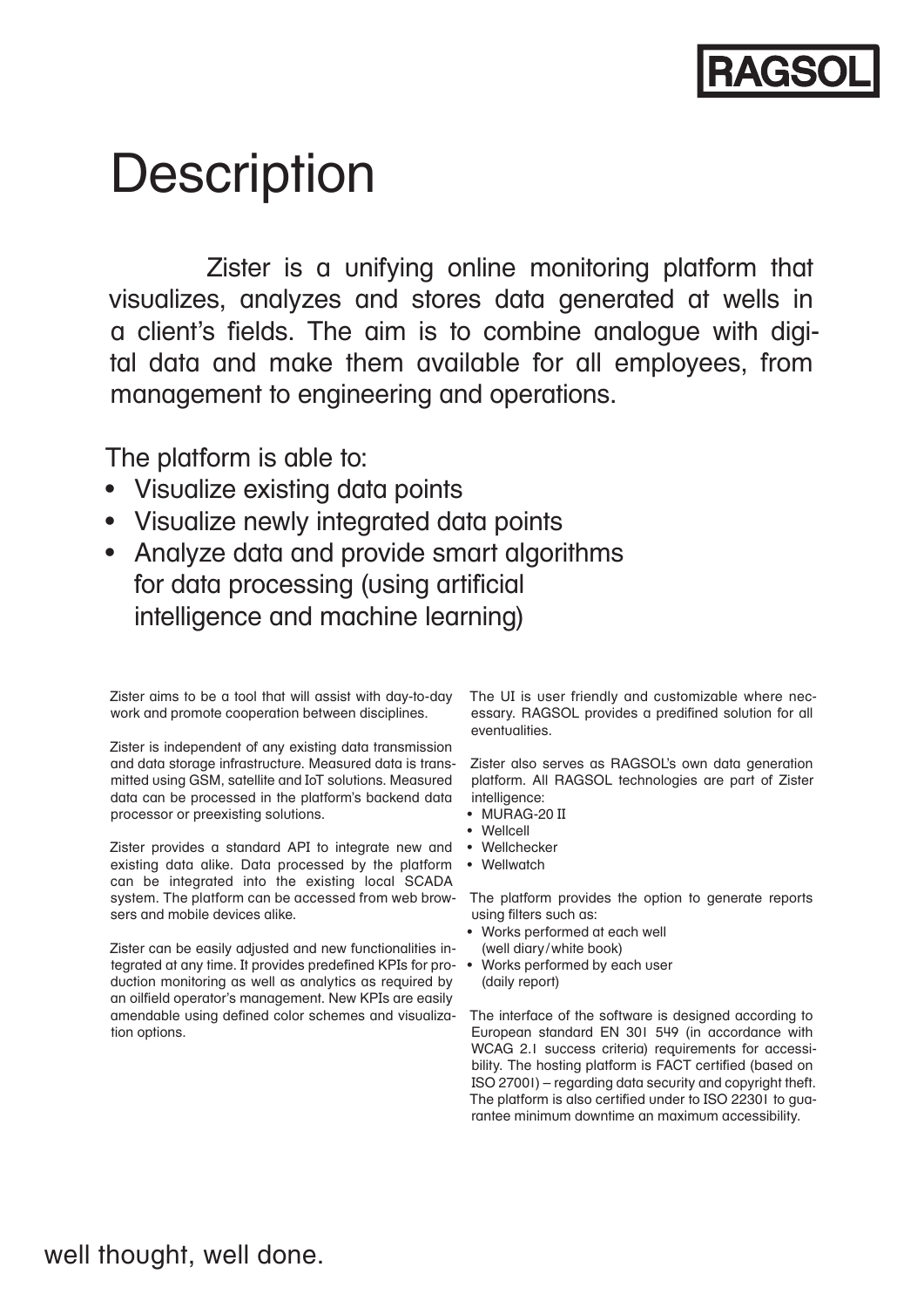# Description

Zister is a unifying online monitoring platform that visualizes, analyzes and stores data generated at wells in a client's fields. The aim is to combine analogue with digital data and make them available for all employees, from management to engineering and operations.

The platform is able to:

- Visualize existing data points
- Visualize newly integrated data points
- Analyze data and provide smart algorithms for data processing (using artificial intelligence and machine learning)

Zister aims to be a tool that will assist with day-to-day work and promote cooperation between disciplines.

Zister is independent of any existing data transmission and data storage infrastructure. Measured data is transmitted using GSM, satellite and IoT solutions. Measured data can be processed in the platform's backend data processor or preexisting solutions.

Zister provides a standard API to integrate new and existing data alike. Data processed by the platform can be integrated into the existing local SCADA system. The platform can be accessed from web browsers and mobile devices alike.

Zister can be easily adjusted and new functionalities integrated at any time. It provides predefined KPIs for production monitoring as well as analytics as required by an oilfield operator's management. New KPIs are easily amendable using defined color schemes and visualization options.

The UI is user friendly and customizable where necessary. RAGSOL provides a predifined solution for all eventualities.

Zister also serves as RAGSOL's own data generation platform. All RAGSOL technologies are part of Zister intelligence:

- MURAG-20 II
- Wellcell
- Wellchecker
- Wellwatch

The platform provides the option to generate reports using filters such as:

- Works performed at each well (well diary/white book)
- Works performed by each user (daily report)

The interface of the software is designed according to European standard EN 301 549 (in accordance with WCAG 2.1 success criteria) requirements for accessibility. The hosting platform is FACT certified (based on ISO 27001) – regarding data security and copyright theft. The platform is also certified under to ISO 22301 to guarantee minimum downtime an maximum accessibility.

well thought, well done.